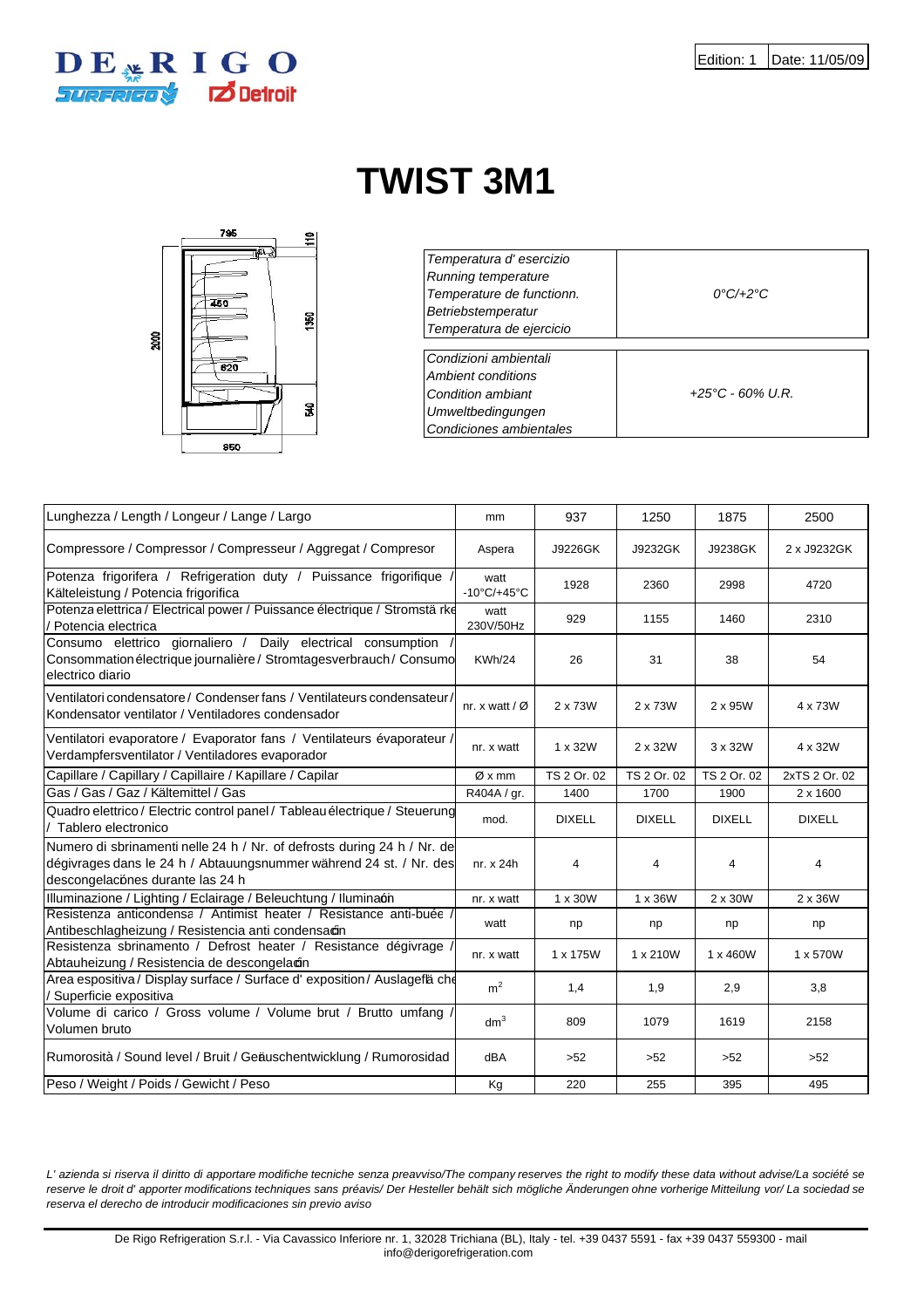Edition: 1 | Date: 11/05/09

# TWIST 3M1

| | |
|---|---|
| *Temperatura d' esercizio*<br>*Running temperature*<br>*Temperature de functionn.*<br>*Betriebstemperatur*<br>*Temperatura de ejercicio* | *0°C/+2°C* |

| | |
|---|---|
| *Condizioni ambientali*<br>*Ambient conditions*<br>*Condition ambiant*<br>*Umweltbedingungen*<br>*Condiciones ambientales* | *+25°C - 60% U.R.* |

| | | | | | |
|---|---|---|---|---|---|
| Lunghezza / Length / Longeur / Lange / Largo | mm | 937 | 1250 | 1875 | 2500 |
| Compressore / Compressor / Compresseur / Aggregat / Compresor | Aspera | J9226GK | J9232GK | J9238GK | 2 x J9232GK |
| Potenza frigorifera / Refrigeration duty / Puissance frigorifique / Kälteleistung / Potencia frigorifica | watt -10°C/+45°C | 1928 | 2360 | 2998 | 4720 |
| Potenza elettrica / Electrical power / Puissance électrique / Stromstärke / Potencia electrica | watt 230V/50Hz | 929 | 1155 | 1460 | 2310 |
| Consumo elettrico giornaliero / Daily electrical consumption / Consommation électrique journalière / Stromtagesverbrauch / Consumo electrico diario | KWh/24 | 26 | 31 | 38 | 54 |
| Ventilatori condensatore / Condenser fans / Ventilateurs condensateur / Kondensator ventilator / Ventiladores condensador | nr. x watt / Ø | 2 x 73W | 2 x 73W | 2 x 95W | 4 x 73W |
| Ventilatori evaporatore / Evaporator fans / Ventilateurs évaporateur / Verdampfersventilator / Ventiladores evaporador | nr. x watt | 1 x 32W | 2 x 32W | 3 x 32W | 4 x 32W |
| Capillare / Capillary / Capillaire / Kapillare / Capilar | Ø x mm | TS 2 Or. 02 | TS 2 Or. 02 | TS 2 Or. 02 | 2xTS 2 Or. 02 |
| Gas / Gas / Gaz / Kältemittel / Gas | R404A / gr. | 1400 | 1700 | 1900 | 2 x 1600 |
| Quadro elettrico / Electric control panel / Tableau électrique / Steuerung / Tablero electronico | mod. | DIXELL | DIXELL | DIXELL | DIXELL |
| Numero di sbrinamenti nelle 24 h / Nr. of defrosts during 24 h / Nr. de dégivrages dans le 24 h / Abtauungsnummer während 24 st. / Nr. des descongelaciónes durante las 24 h | nr. x 24h | 4 | 4 | 4 | 4 |
| Illuminazione / Lighting / Eclairage / Beleuchtung / Iluminación | nr. x watt | 1 x 30W | 1 x 36W | 2 x 30W | 2 x 36W |
| Resistenza anticondensa / Antimist heater / Resistance anti-buée / Antibeschlagheizung / Resistencia anti condensación | watt | np | np | np | np |
| Resistenza sbrinamento / Defrost heater / Resistance dégivrage / Abtauheizung / Resistencia de descongelación | nr. x watt | 1 x 175W | 1 x 210W | 1 x 460W | 1 x 570W |
| Area espositiva / Display surface / Surface d' exposition / Auslagefläche / Superficie expositiva | $m^2$ | 1,4 | 1,9 | 2,9 | 3,8 |
| Volume di carico / Gross volume / Volume brut / Brutto umfang / Volumen bruto | $dm^3$ | 809 | 1079 | 1619 | 2158 |
| Rumorosità / Sound level / Bruit / Geräuschentwicklung / Rumorosidad | dBA | >52 | >52 | >52 | >52 |
| Peso / Weight / Poids / Gewicht / Peso | Kg | 220 | 255 | 395 | 495 |

*L' azienda si riserva il diritto di apportare modifiche tecniche senza preavviso/The company reserves the right to modify these data without advise/La société se reserve le droit d' apporter modifications techniques sans préavis/ Der Hesteller behält sich mögliche Änderungen ohne vorherige Mitteilung vor/ La sociedad se reserva el derecho de introducir modificaciones sin previo aviso*

De Rigo Refrigeration S.r.l. - Via Cavassico Inferiore nr. 1, 32028 Trichiana (BL), Italy - tel. +39 0437 5591 - fax +39 0437 559300 - mail info@derigorefrigeration.com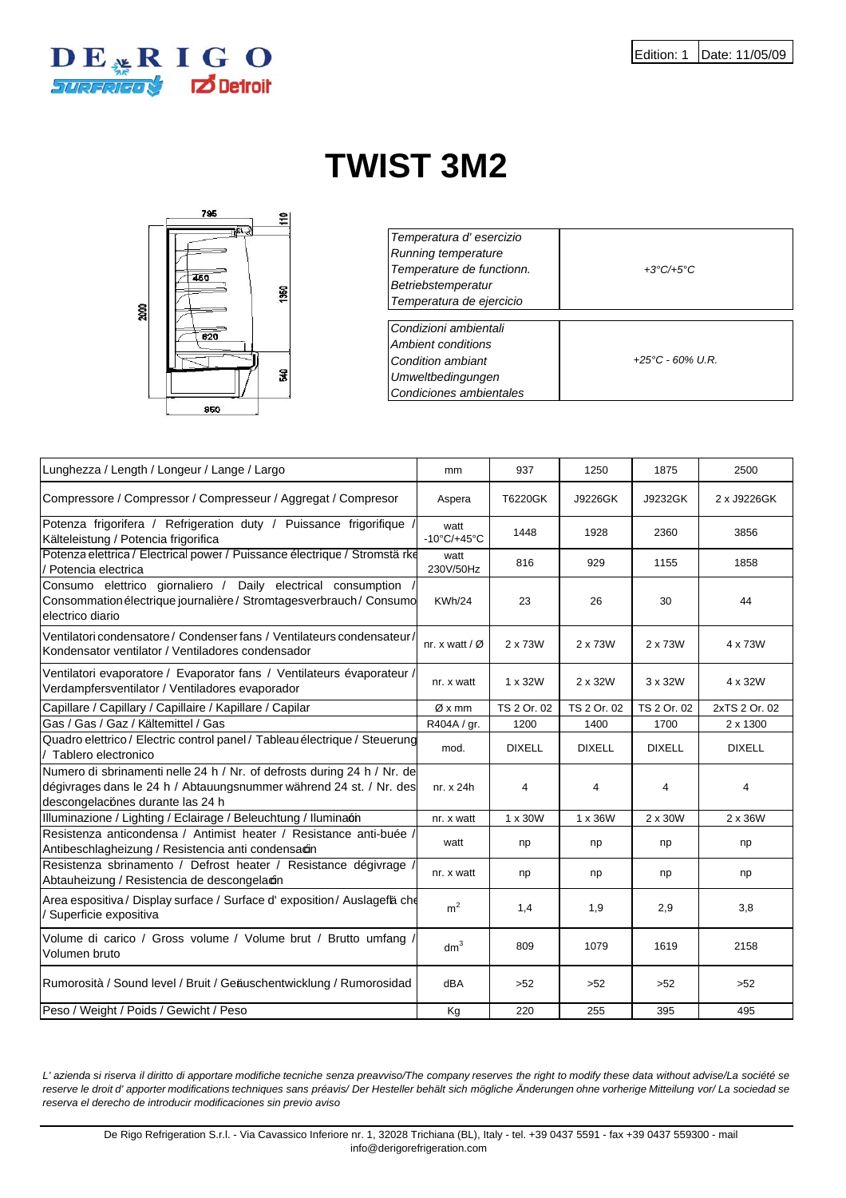| Edition: 1 | Date: 11/05/09 |
|---|---|

# TWIST 3M2

| | |
|---|---|
| *Temperatura d' esercizio*<br>*Running temperature*<br>*Temperature de functionn.*<br>*Betriebstemperatur*<br>*Temperatura de ejercicio* | *+3°C/+5°C* |

| | |
|---|---|
| *Condizioni ambientali*<br>*Ambient conditions*<br>*Condition ambiant*<br>*Umweltbedingungen*<br>*Condiciones ambientales* | *+25°C - 60% U.R.* |

| Lunghezza / Length / Longeur / Lange / Largo | mm | 937 | 1250 | 1875 | 2500 |
|---|---|---|---|---|---|
| Compressore / Compressor / Compresseur / Aggregat / Compresor | Aspera | T6220GK | J9226GK | J9232GK | 2 x J9226GK |
| Potenza frigorifera / Refrigeration duty / Puissance frigorifique / Kälteleistung / Potencia frigorifica | watt -10°C/+45°C | 1448 | 1928 | 2360 | 3856 |
| Potenza elettrica / Electrical power / Puissance électrique / Stromstä rke / Potencia electrica | watt 230V/50Hz | 816 | 929 | 1155 | 1858 |
| Consumo elettrico giornaliero / Daily electrical consumption / Consommation électrique journalière / Stromtagesverbrauch / Consumo electrico diario | KWh/24 | 23 | 26 | 30 | 44 |
| Ventilatori condensatore / Condenser fans / Ventilateurs condensateur / Kondensator ventilator / Ventiladores condensador | nr. x watt / Ø | 2 x 73W | 2 x 73W | 2 x 73W | 4 x 73W |
| Ventilatori evaporatore / Evaporator fans / Ventilateurs évaporateur / Verdampfersventilator / Ventiladores evaporador | nr. x watt | 1 x 32W | 2 x 32W | 3 x 32W | 4 x 32W |
| Capillare / Capillary / Capillaire / Kapillare / Capilar | Ø x mm | TS 2 Or. 02 | TS 2 Or. 02 | TS 2 Or. 02 | 2xTS 2 Or. 02 |
| Gas / Gas / Gaz / Kältemittel / Gas | R404A / gr. | 1200 | 1400 | 1700 | 2 x 1300 |
| Quadro elettrico / Electric control panel / Tableau électrique / Steuerung / Tablero electronico | mod. | DIXELL | DIXELL | DIXELL | DIXELL |
| Numero di sbrinamenti nelle 24 h / Nr. of defrosts during 24 h / Nr. de dégivrages dans le 24 h / Abtauungsnummer während 24 st. / Nr. des descongelaciónes durante las 24 h | nr. x 24h | 4 | 4 | 4 | 4 |
| Illuminazione / Lighting / Eclairage / Beleuchtung / Iluminación | nr. x watt | 1 x 30W | 1 x 36W | 2 x 30W | 2 x 36W |
| Resistenza anticondensa / Antimist heater / Resistance anti-buée / Antibeschlagheizung / Resistencia anti condensación | watt | np | np | np | np |
| Resistenza sbrinamento / Defrost heater / Resistance dégivrage / Abtauheizung / Resistencia de descongelación | nr. x watt | np | np | np | np |
| Area espositiva / Display surface / Surface d' exposition / Auslagefläche / Superficie expositiva | $m^2$ | 1,4 | 1,9 | 2,9 | 3,8 |
| Volume di carico / Gross volume / Volume brut / Brutto umfang / Volumen bruto | $dm^3$ | 809 | 1079 | 1619 | 2158 |
| Rumorosità / Sound level / Bruit / Geräuschentwicklung / Rumorosidad | dBA | >52 | >52 | >52 | >52 |
| Peso / Weight / Poids / Gewicht / Peso | Kg | 220 | 255 | 395 | 495 |

*L' azienda si riserva il diritto di apportare modifiche tecniche senza preavviso/The company reserves the right to modify these data without advise/La société se reserve le droit d' apporter modifications techniques sans préavis/ Der Hesteller behält sich mögliche Änderungen ohne vorherige Mitteilung vor/ La sociedad se reserva el derecho de introducir modificaciones sin previo aviso*

De Rigo Refrigeration S.r.l. - Via Cavassico Inferiore nr. 1, 32028 Trichiana (BL), Italy - tel. +39 0437 5591 - fax +39 0437 559300 - mail info@derigorefrigeration.com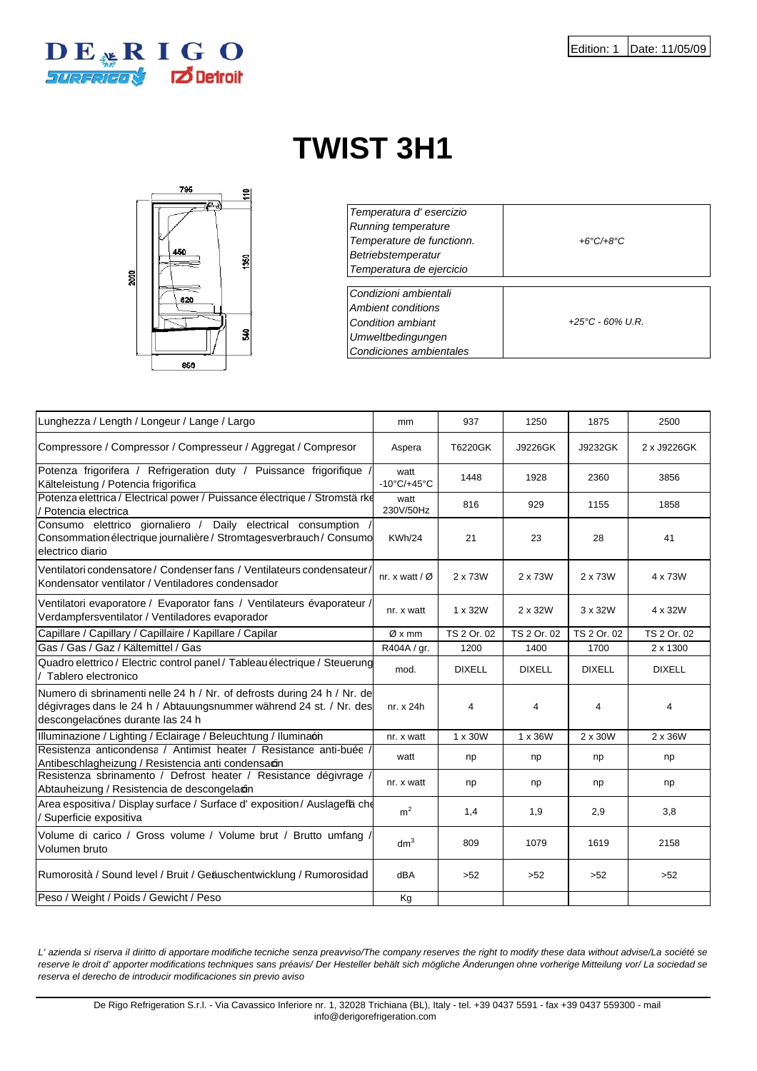# TWIST 3H1

Edition: 1 | Date: 11/05/09

795
110
450
1350
2000
620
540
850

| | |
|---|---|
| *Temperatura d' esercizio*<br>*Running temperature*<br>*Temperature de functionn.*<br>*Betriebstemperatur*<br>*Temperatura de ejercicio* | *+6°C/+8°C* |

| | |
|---|---|
| *Condizioni ambientali*<br>*Ambient conditions*<br>*Condition ambiant*<br>*Umweltbedingungen*<br>*Condiciones ambientales* | *+25°C - 60% U.R.* |

| | | | | | |
|---|---|---|---|---|---|
| Lunghezza / Length / Longeur / Lange / Largo | mm | 937 | 1250 | 1875 | 2500 |
| Compressore / Compressor / Compresseur / Aggregat / Compresor | Aspera | T6220GK | J9226GK | J9232GK | 2 x J9226GK |
| Potenza frigorifera / Refrigeration duty / Puissance frigorifique / Kälteleistung / Potencia frigorifica | watt -10°C/+45°C | 1448 | 1928 | 2360 | 3856 |
| Potenza elettrica / Electrical power / Puissance électrique / Stromstä rke / Potencia electrica | watt 230V/50Hz | 816 | 929 | 1155 | 1858 |
| Consumo elettrico giornaliero / Daily electrical consumption / Consommation électrique journalière / Stromtagesverbrauch / Consumo electrico diario | KWh/24 | 21 | 23 | 28 | 41 |
| Ventilatori condensatore / Condenser fans / Ventilateurs condensateur / Kondensator ventilator / Ventiladores condensador | nr. x watt / Ø | 2 x 73W | 2 x 73W | 2 x 73W | 4 x 73W |
| Ventilatori evaporatore / Evaporator fans / Ventilateurs évaporateur / Verdampfersventilator / Ventiladores evaporador | nr. x watt | 1 x 32W | 2 x 32W | 3 x 32W | 4 x 32W |
| Capillare / Capillary / Capillaire / Kapillare / Capilar | Ø x mm | TS 2 Or. 02 | TS 2 Or. 02 | TS 2 Or. 02 | TS 2 Or. 02 |
| Gas / Gas / Gaz / Kältemittel / Gas | R404A / gr. | 1200 | 1400 | 1700 | 2 x 1300 |
| Quadro elettrico / Electric control panel / Tableau électrique / Steuerung / Tablero electronico | mod. | DIXELL | DIXELL | DIXELL | DIXELL |
| Numero di sbrinamenti nelle 24 h / Nr. of defrosts during 24 h / Nr. de dégivrages dans le 24 h / Abtauungsnummer während 24 st. / Nr. des descongelacónes durante las 24 h | nr. x 24h | 4 | 4 | 4 | 4 |
| Illuminazione / Lighting / Eclairage / Beleuchtung / Iluminaón | nr. x watt | 1 x 30W | 1 x 36W | 2 x 30W | 2 x 36W |
| Resistenza anticondensa / Antimist heater / Resistance anti-buée / Antibeschlagheizung / Resistencia anti condensaón | watt | np | np | np | np |
| Resistenza sbrinamento / Defrost heater / Resistance dégivrage / Abtauheizung / Resistencia de descongelaón | nr. x watt | np | np | np | np |
| Area espositiva / Display surface / Surface d' exposition / Auslagefläche / Superficie expositiva | $m^2$ | 1,4 | 1,9 | 2,9 | 3,8 |
| Volume di carico / Gross volume / Volume brut / Brutto umfang / Volumen bruto | $dm^3$ | 809 | 1079 | 1619 | 2158 |
| Rumorosità / Sound level / Bruit / Geräuschentwicklung / Rumorosidad | dBA | >52 | >52 | >52 | >52 |
| Peso / Weight / Poids / Gewicht / Peso | Kg | | | | |

*L' azienda si riserva il diritto di apportare modifiche tecniche senza preavviso/The company reserves the right to modify these data without advise/La société se reserve le droit d' apporter modifications techniques sans préavis/ Der Hesteller behält sich mögliche Änderungen ohne vorherige Mitteilung vor/ La sociedad se reserva el derecho de introducir modificaciones sin previo aviso*

De Rigo Refrigeration S.r.l. - Via Cavassico Inferiore nr. 1, 32028 Trichiana (BL), Italy - tel. +39 0437 5591 - fax +39 0437 559300 - mail info@derigorefrigeration.com